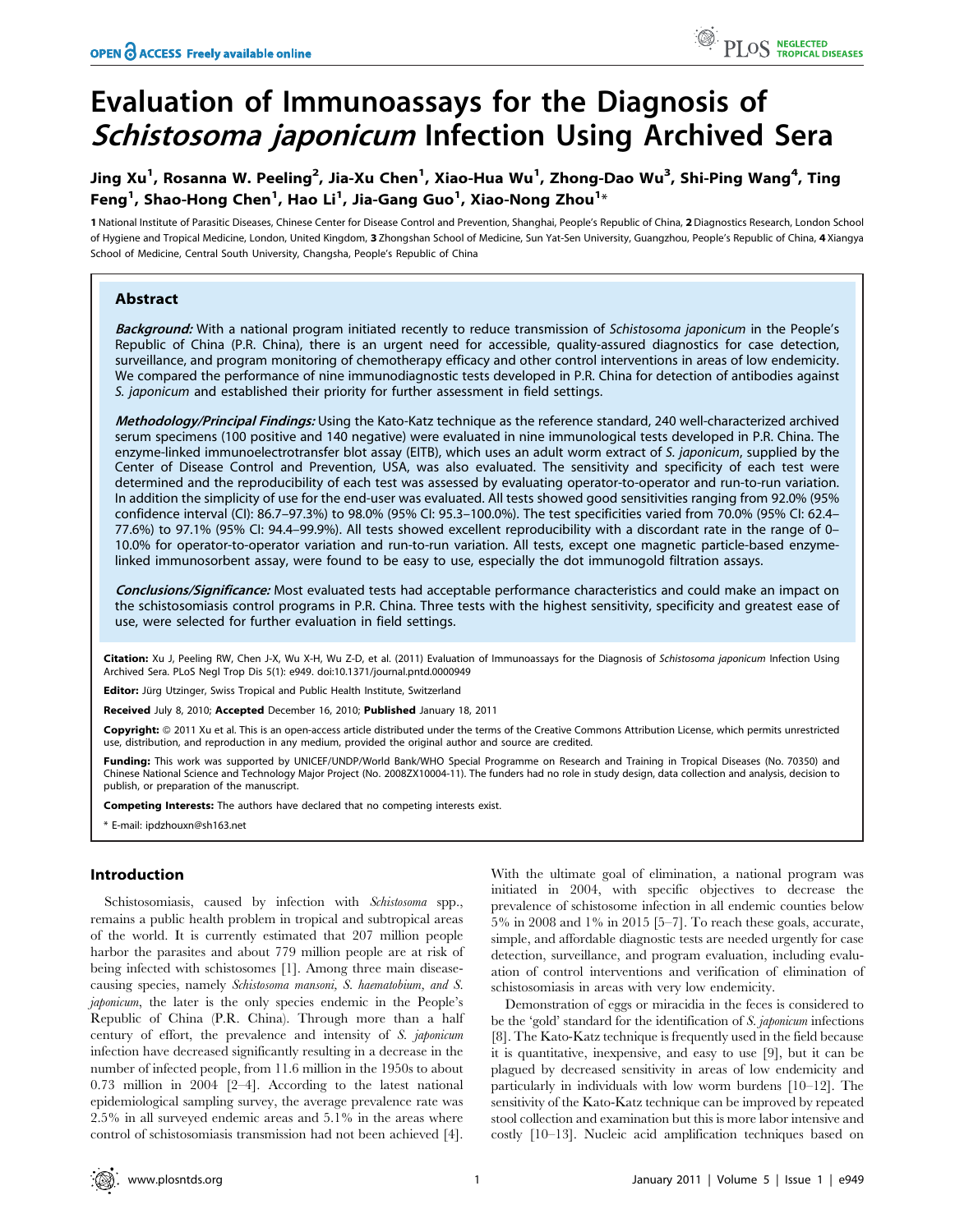# Evaluation of Immunoassays for the Diagnosis of *Schistosoma japonicum* Infection Using Archived Sera

**Jing Xu[1], Rosanna W. Peeling[2], Jia-Xu Chen[1], Xiao-Hua Wu[1], Zhong-Dao Wu[3], Shi-Ping Wang[4], Ting Feng[1], Shao-Hong Chen[1], Hao Li[1], Jia-Gang Guo[1], Xiao-Nong Zhou[1]***

1 National Institute of Parasitic Diseases, Chinese Center for Disease Control and Prevention, Shanghai, People's Republic of China, 2 Diagnostics Research, London School of Hygiene and Tropical Medicine, London, United Kingdom, 3 Zhongshan School of Medicine, Sun Yat-Sen University, Guangzhou, People's Republic of China, 4 Xiangya School of Medicine, Central South University, Changsha, People's Republic of China

## Abstract

***Background:*** With a national program initiated recently to reduce transmission of *Schistosoma japonicum* in the People's Republic of China (P.R. China), there is an urgent need for accessible, quality-assured diagnostics for case detection, surveillance, and program monitoring of chemotherapy efficacy and other control interventions in areas of low endemicity. We compared the performance of nine immunodiagnostic tests developed in P.R. China for detection of antibodies against *S. japonicum* and established their priority for further assessment in field settings.

***Methodology/Principal Findings:*** Using the Kato-Katz technique as the reference standard, 240 well-characterized archived serum specimens (100 positive and 140 negative) were evaluated in nine immunological tests developed in P.R. China. The enzyme-linked immunoelectrotransfer blot assay (EITB), which uses an adult worm extract of *S. japonicum*, supplied by the Center of Disease Control and Prevention, USA, was also evaluated. The sensitivity and specificity of each test were determined and the reproducibility of each test was assessed by evaluating operator-to-operator and run-to-run variation. In addition the simplicity of use for the end-user was evaluated. All tests showed good sensitivities ranging from 92.0% (95% confidence interval (CI): 86.7–97.3%) to 98.0% (95% CI: 95.3–100.0%). The test specificities varied from 70.0% (95% CI: 62.4–77.6%) to 97.1% (95% CI: 94.4–99.9%). All tests showed excellent reproducibility with a discordant rate in the range of 0–10.0% for operator-to-operator variation and run-to-run variation. All tests, except one magnetic particle-based enzyme-linked immunosorbent assay, were found to be easy to use, especially the dot immunogold filtration assays.

***Conclusions/Significance:*** Most evaluated tests had acceptable performance characteristics and could make an impact on the schistosomiasis control programs in P.R. China. Three tests with the highest sensitivity, specificity and greatest ease of use, were selected for further evaluation in field settings.

**Citation:** Xu J, Peeling RW, Chen J-X, Wu X-H, Wu Z-D, et al. (2011) Evaluation of Immunoassays for the Diagnosis of *Schistosoma japonicum* Infection Using Archived Sera. PLoS Negl Trop Dis 5(1): e949. doi:10.1371/journal.pntd.0000949

**Editor:** Jürg Utzinger, Swiss Tropical and Public Health Institute, Switzerland

**Received** July 8, 2010; **Accepted** December 16, 2010; **Published** January 18, 2011

**Copyright:** © 2011 Xu et al. This is an open-access article distributed under the terms of the Creative Commons Attribution License, which permits unrestricted use, distribution, and reproduction in any medium, provided the original author and source are credited.

**Funding:** This work was supported by UNICEF/UNDP/World Bank/WHO Special Programme on Research and Training in Tropical Diseases (No. 70350) and Chinese National Science and Technology Major Project (No. 2008ZX10004-11). The funders had no role in study design, data collection and analysis, decision to publish, or preparation of the manuscript.

**Competing Interests:** The authors have declared that no competing interests exist.

\* E-mail: ipdzhouxn@sh163.net

## Introduction

Schistosomiasis, caused by infection with *Schistosoma* spp., remains a public health problem in tropical and subtropical areas of the world. It is currently estimated that 207 million people harbor the parasites and about 779 million people are at risk of being infected with schistosomes [1]. Among three main disease-causing species, namely *Schistosoma mansoni, S. haematobium, and S. japonicum*, the later is the only species endemic in the People's Republic of China (P.R. China). Through more than a half century of effort, the prevalence and intensity of *S. japonicum* infection have decreased significantly resulting in a decrease in the number of infected people, from 11.6 million in the 1950s to about 0.73 million in 2004 [2–4]. According to the latest national epidemiological sampling survey, the average prevalence rate was 2.5% in all surveyed endemic areas and 5.1% in the areas where control of schistosomiasis transmission had not been achieved [4]. With the ultimate goal of elimination, a national program was initiated in 2004, with specific objectives to decrease the prevalence of schistosome infection in all endemic counties below 5% in 2008 and 1% in 2015 [5–7]. To reach these goals, accurate, simple, and affordable diagnostic tests are needed urgently for case detection, surveillance, and program evaluation, including evaluation of control interventions and verification of elimination of schistosomiasis in areas with very low endemicity.

Demonstration of eggs or miracidia in the feces is considered to be the 'gold' standard for the identification of *S. japonicum* infections [8]. The Kato-Katz technique is frequently used in the field because it is quantitative, inexpensive, and easy to use [9], but it can be plagued by decreased sensitivity in areas of low endemicity and particularly in individuals with low worm burdens [10–12]. The sensitivity of the Kato-Katz technique can be improved by repeated stool collection and examination but this is more labor intensive and costly [10–13]. Nucleic acid amplification techniques based on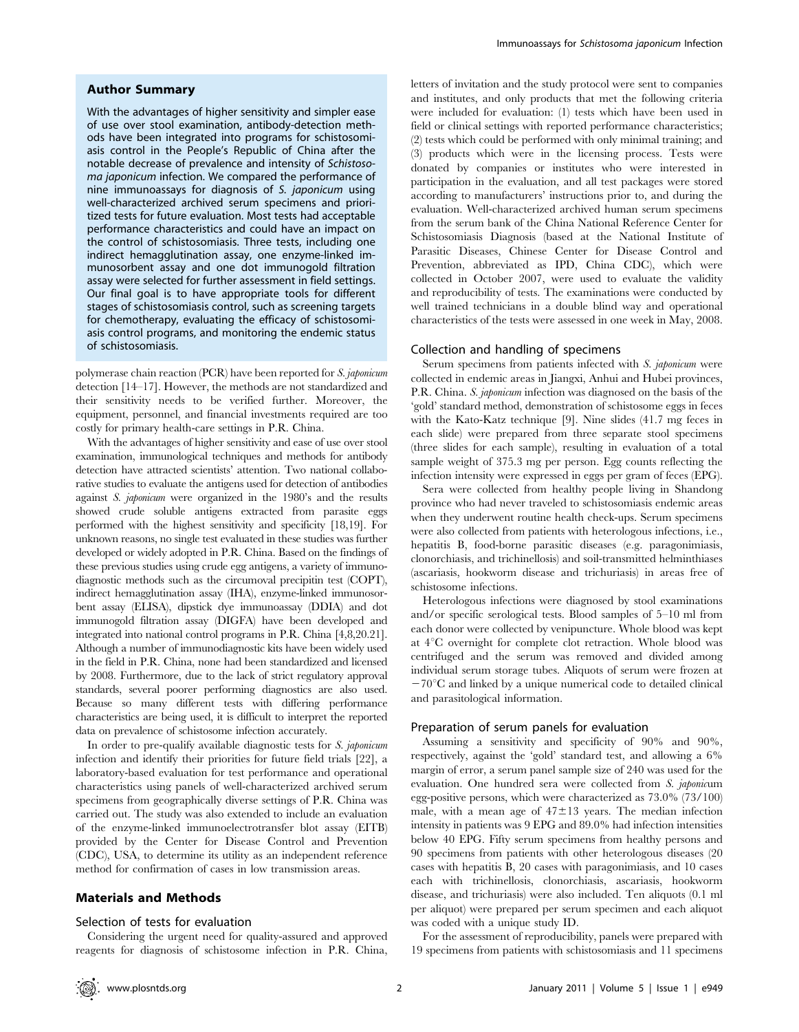## Author Summary

With the advantages of higher sensitivity and simpler ease of use over stool examination, antibody-detection methods have been integrated into programs for schistosomiasis control in the People's Republic of China after the notable decrease of prevalence and intensity of *Schistosoma japonicum* infection. We compared the performance of nine immunoassays for diagnosis of *S. japonicum* using well-characterized archived serum specimens and prioritized tests for future evaluation. Most tests had acceptable performance characteristics and could have an impact on the control of schistosomiasis. Three tests, including one indirect hemagglutination assay, one enzyme-linked immunosorbent assay and one dot immunogold filtration assay were selected for further assessment in field settings. Our final goal is to have appropriate tools for different stages of schistosomiasis control, such as screening targets for chemotherapy, evaluating the efficacy of schistosomiasis control programs, and monitoring the endemic status of schistosomiasis.

polymerase chain reaction (PCR) have been reported for *S. japonicum* detection [14–17]. However, the methods are not standardized and their sensitivity needs to be verified further. Moreover, the equipment, personnel, and financial investments required are too costly for primary health-care settings in P.R. China.

With the advantages of higher sensitivity and ease of use over stool examination, immunological techniques and methods for antibody detection have attracted scientists' attention. Two national collaborative studies to evaluate the antigens used for detection of antibodies against *S. japonicum* were organized in the 1980's and the results showed crude soluble antigens extracted from parasite eggs performed with the highest sensitivity and specificity [18,19]. For unknown reasons, no single test evaluated in these studies was further developed or widely adopted in P.R. China. Based on the findings of these previous studies using crude egg antigens, a variety of immunodiagnostic methods such as the circumoval precipitin test (COPT), indirect hemagglutination assay (IHA), enzyme-linked immunosorbent assay (ELISA), dipstick dye immunoassay (DDIA) and dot immunogold filtration assay (DIGFA) have been developed and integrated into national control programs in P.R. China [4,8,20,21]. Although a number of immunodiagnostic kits have been widely used in the field in P.R. China, none had been standardized and licensed by 2008. Furthermore, due to the lack of strict regulatory approval standards, several poorer performing diagnostics are also used. Because so many different tests with differing performance characteristics are being used, it is difficult to interpret the reported data on prevalence of schistosome infection accurately.

In order to pre-qualify available diagnostic tests for *S. japonicum* infection and identify their priorities for future field trials [22], a laboratory-based evaluation for test performance and operational characteristics using panels of well-characterized archived serum specimens from geographically diverse settings of P.R. China was carried out. The study was also extended to include an evaluation of the enzyme-linked immunoelectrotransfer blot assay (EITB) provided by the Center for Disease Control and Prevention (CDC), USA, to determine its utility as an independent reference method for confirmation of cases in low transmission areas.

## Materials and Methods

### Selection of tests for evaluation

Considering the urgent need for quality-assured and approved reagents for diagnosis of schistosome infection in P.R. China, letters of invitation and the study protocol were sent to companies and institutes, and only products that met the following criteria were included for evaluation: (1) tests which have been used in field or clinical settings with reported performance characteristics; (2) tests which could be performed with only minimal training; and (3) products which were in the licensing process. Tests were donated by companies or institutes who were interested in participation in the evaluation, and all test packages were stored according to manufacturers' instructions prior to, and during the evaluation. Well-characterized archived human serum specimens from the serum bank of the China National Reference Center for Schistosomiasis Diagnosis (based at the National Institute of Parasitic Diseases, Chinese Center for Disease Control and Prevention, abbreviated as IPD, China CDC), which were collected in October 2007, were used to evaluate the validity and reproducibility of tests. The examinations were conducted by well trained technicians in a double blind way and operational characteristics of the tests were assessed in one week in May, 2008.

### Collection and handling of specimens

Serum specimens from patients infected with *S. japonicum* were collected in endemic areas in Jiangxi, Anhui and Hubei provinces, P.R. China. *S. japonicum* infection was diagnosed on the basis of the 'gold' standard method, demonstration of schistosome eggs in feces with the Kato-Katz technique [9]. Nine slides (41.7 mg feces in each slide) were prepared from three separate stool specimens (three slides for each sample), resulting in evaluation of a total sample weight of 375.3 mg per person. Egg counts reflecting the infection intensity were expressed in eggs per gram of feces (EPG).

Sera were collected from healthy people living in Shandong province who had never traveled to schistosomiasis endemic areas when they underwent routine health check-ups. Serum specimens were also collected from patients with heterologous infections, i.e., hepatitis B, food-borne parasitic diseases (e.g. paragonimiasis, clonorchiasis, and trichinellosis) and soil-transmitted helminthiases (ascariasis, hookworm disease and trichuriasis) in areas free of schistosome infections.

Heterologous infections were diagnosed by stool examinations and/or specific serological tests. Blood samples of 5–10 ml from each donor were collected by venipuncture. Whole blood was kept at 4°C overnight for complete clot retraction. Whole blood was centrifuged and the serum was removed and divided among individual serum storage tubes. Aliquots of serum were frozen at −70°C and linked by a unique numerical code to detailed clinical and parasitological information.

### Preparation of serum panels for evaluation

Assuming a sensitivity and specificity of 90% and 90%, respectively, against the 'gold' standard test, and allowing a 6% margin of error, a serum panel sample size of 240 was used for the evaluation. One hundred sera were collected from *S. japonicum* egg-positive persons, which were characterized as 73.0% (73/100) male, with a mean age of $47\pm13$ years. The median infection intensity in patients was 9 EPG and 89.0% had infection intensities below 40 EPG. Fifty serum specimens from healthy persons and 90 specimens from patients with other heterologous diseases (20 cases with hepatitis B, 20 cases with paragonimiasis, and 10 cases each with trichinellosis, clonorchiasis, ascariasis, hookworm disease, and trichuriasis) were also included. Ten aliquots (0.1 ml per aliquot) were prepared per serum specimen and each aliquot was coded with a unique study ID.

For the assessment of reproducibility, panels were prepared with 19 specimens from patients with schistosomiasis and 11 specimens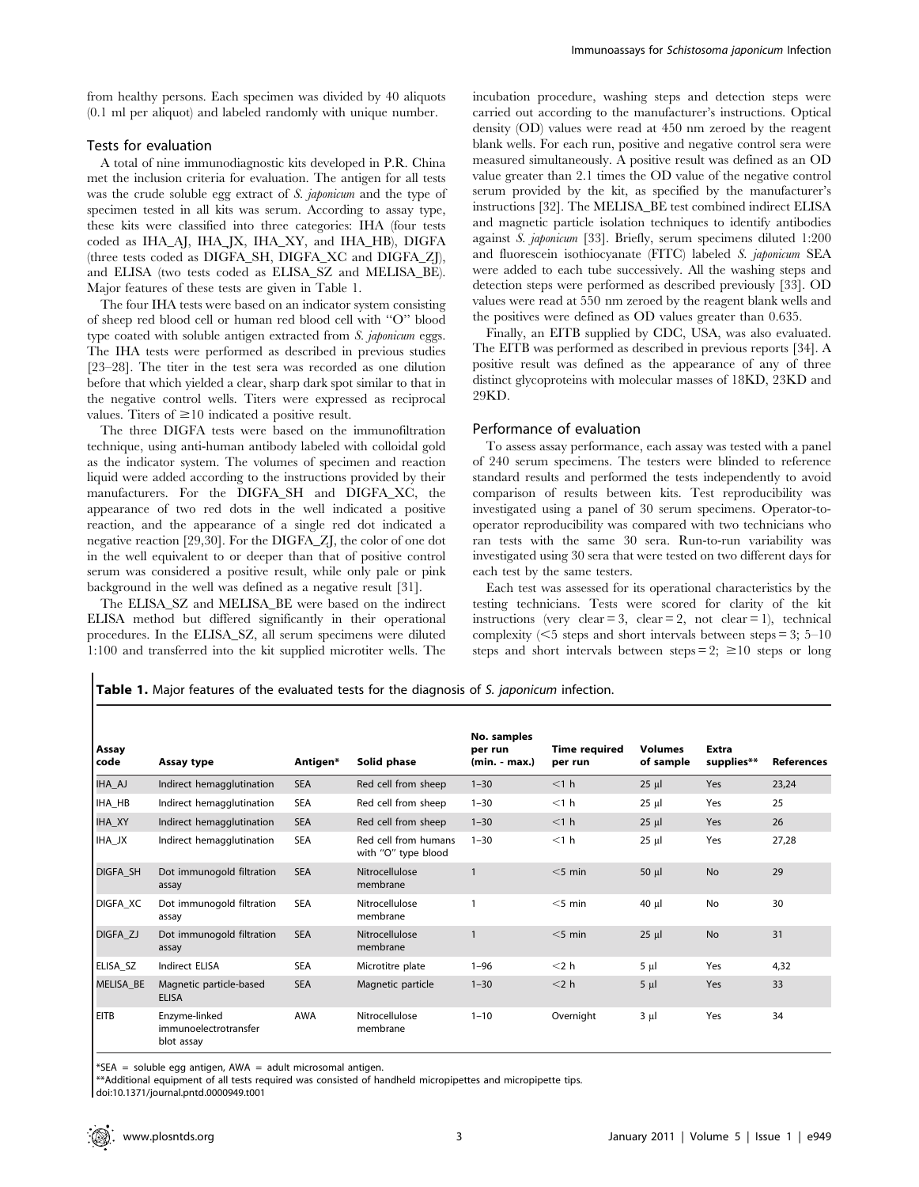from healthy persons. Each specimen was divided by 40 aliquots (0.1 ml per aliquot) and labeled randomly with unique number.

### Tests for evaluation

A total of nine immunodiagnostic kits developed in P.R. China met the inclusion criteria for evaluation. The antigen for all tests was the crude soluble egg extract of *S. japonicum* and the type of specimen tested in all kits was serum. According to assay type, these kits were classified into three categories: IHA (four tests coded as IHA_AJ, IHA_JX, IHA_XY, and IHA_HB), DIGFA (three tests coded as DIGFA_SH, DIGFA_XC and DIGFA_ZJ), and ELISA (two tests coded as ELISA_SZ and MELISA_BE). Major features of these tests are given in Table 1.

The four IHA tests were based on an indicator system consisting of sheep red blood cell or human red blood cell with "O" blood type coated with soluble antigen extracted from *S. japonicum* eggs. The IHA tests were performed as described in previous studies [23–28]. The titer in the test sera was recorded as one dilution before that which yielded a clear, sharp dark spot similar to that in the negative control wells. Titers were expressed as reciprocal values. Titers of ≥10 indicated a positive result.

The three DIGFA tests were based on the immunofiltration technique, using anti-human antibody labeled with colloidal gold as the indicator system. The volumes of specimen and reaction liquid were added according to the instructions provided by their manufacturers. For the DIGFA_SH and DIGFA_XC, the appearance of two red dots in the well indicated a positive reaction, and the appearance of a single red dot indicated a negative reaction [29,30]. For the DIGFA_ZJ, the color of one dot in the well equivalent to or deeper than that of positive control serum was considered a positive result, while only pale or pink background in the well was defined as a negative result [31].

The ELISA_SZ and MELISA_BE were based on the indirect ELISA method but differed significantly in their operational procedures. In the ELISA_SZ, all serum specimens were diluted 1:100 and transferred into the kit supplied microtiter wells. The incubation procedure, washing steps and detection steps were carried out according to the manufacturer's instructions. Optical density (OD) values were read at 450 nm zeroed by the reagent blank wells. For each run, positive and negative control sera were measured simultaneously. A positive result was defined as an OD value greater than 2.1 times the OD value of the negative control serum provided by the kit, as specified by the manufacturer's instructions [32]. The MELISA_BE test combined indirect ELISA and magnetic particle isolation techniques to identify antibodies against *S. japonicum* [33]. Briefly, serum specimens diluted 1:200 and fluorescein isothiocyanate (FITC) labeled *S. japonicum* SEA were added to each tube successively. All the washing steps and detection steps were performed as described previously [33]. OD values were read at 550 nm zeroed by the reagent blank wells and the positives were defined as OD values greater than 0.635.

Finally, an EITB supplied by CDC, USA, was also evaluated. The EITB was performed as described in previous reports [34]. A positive result was defined as the appearance of any of three distinct glycoproteins with molecular masses of 18KD, 23KD and 29KD.

### Performance of evaluation

To assess assay performance, each assay was tested with a panel of 240 serum specimens. The testers were blinded to reference standard results and performed the tests independently to avoid comparison of results between kits. Test reproducibility was investigated using a panel of 30 serum specimens. Operator-to-operator reproducibility was compared with two technicians who ran tests with the same 30 sera. Run-to-run variability was investigated using 30 sera that were tested on two different days for each test by the same testers.

Each test was assessed for its operational characteristics by the testing technicians. Tests were scored for clarity of the kit instructions (very clear = 3, clear = 2, not clear = 1), technical complexity (<5 steps and short intervals between steps = 3; 5–10 steps and short intervals between steps = 2; ≥10 steps or long

**Table 1.** Major features of the evaluated tests for the diagnosis of *S. japonicum* infection.

| Assay code | Assay type | Antigen* | Solid phase | No. samples per run (min. - max.) | Time required per run | Volumes of sample | Extra supplies** | References |
|---|---|---|---|---|---|---|---|---|
| IHA_AJ | Indirect hemagglutination | SEA | Red cell from sheep | 1–30 | <1 h | 25 µl | Yes | 23,24 |
| IHA_HB | Indirect hemagglutination | SEA | Red cell from sheep | 1–30 | <1 h | 25 µl | Yes | 25 |
| IHA_XY | Indirect hemagglutination | SEA | Red cell from sheep | 1–30 | <1 h | 25 µl | Yes | 26 |
| IHA_JX | Indirect hemagglutination | SEA | Red cell from humans with "O" type blood | 1–30 | <1 h | 25 µl | Yes | 27,28 |
| DIGFA_SH | Dot immunogold filtration assay | SEA | Nitrocellulose membrane | 1 | <5 min | 50 µl | No | 29 |
| DIGFA_XC | Dot immunogold filtration assay | SEA | Nitrocellulose membrane | 1 | <5 min | 40 µl | No | 30 |
| DIGFA_ZJ | Dot immunogold filtration assay | SEA | Nitrocellulose membrane | 1 | <5 min | 25 µl | No | 31 |
| ELISA_SZ | Indirect ELISA | SEA | Microtitre plate | 1–96 | <2 h | 5 µl | Yes | 4,32 |
| MELISA_BE | Magnetic particle-based ELISA | SEA | Magnetic particle | 1–30 | <2 h | 5 µl | Yes | 33 |
| EITB | Enzyme-linked immunoelectrotransfer blot assay | AWA | Nitrocellulose membrane | 1–10 | Overnight | 3 µl | Yes | 34 |

*SEA = soluble egg antigen, AWA = adult microsomal antigen.
**Additional equipment of all tests required was consisted of handheld micropipettes and micropipette tips.
doi:10.1371/journal.pntd.0000949.t001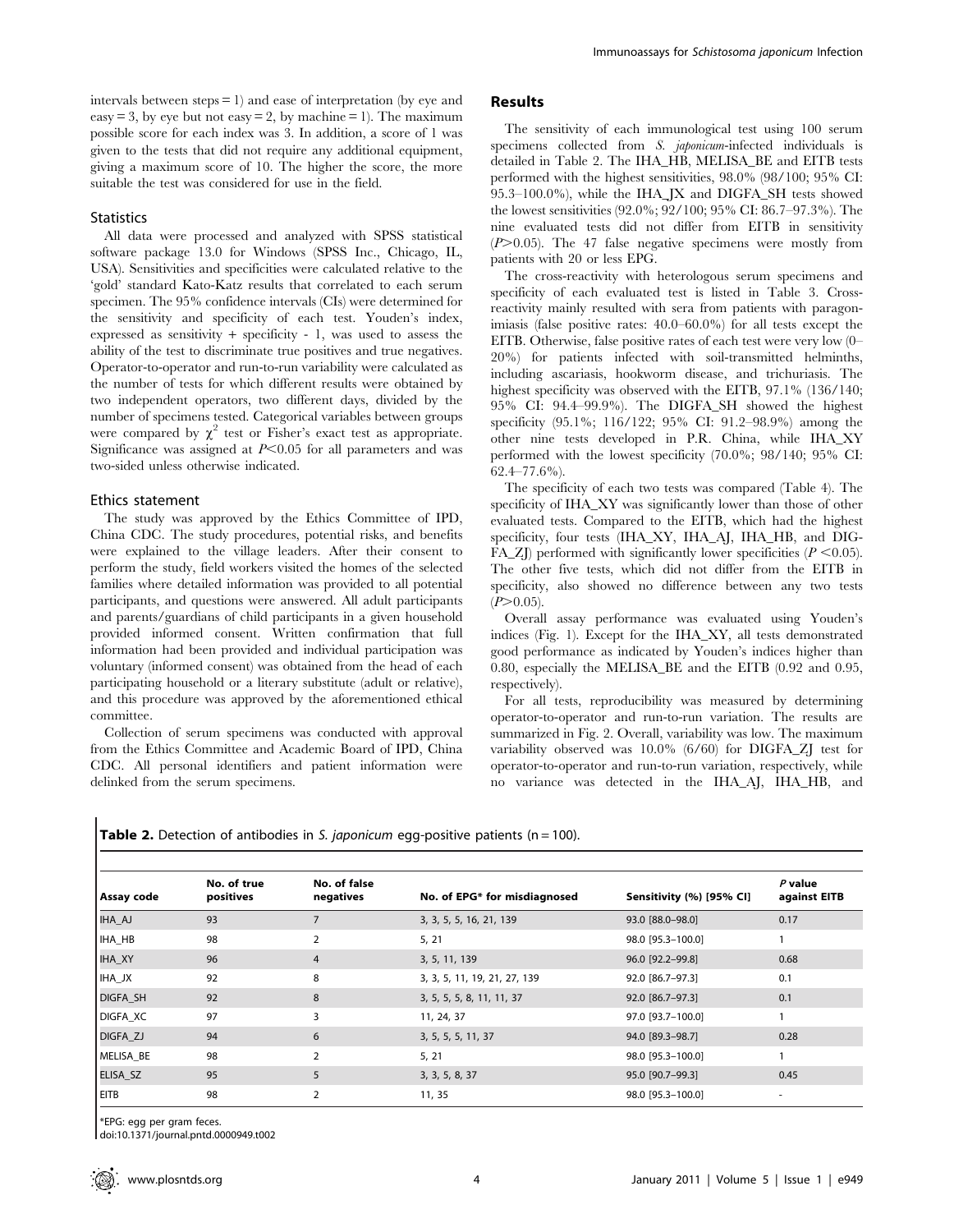intervals between steps = 1) and ease of interpretation (by eye and easy = 3, by eye but not easy = 2, by machine = 1). The maximum possible score for each index was 3. In addition, a score of 1 was given to the tests that did not require any additional equipment, giving a maximum score of 10. The higher the score, the more suitable the test was considered for use in the field.

### Statistics

All data were processed and analyzed with SPSS statistical software package 13.0 for Windows (SPSS Inc., Chicago, IL, USA). Sensitivities and specificities were calculated relative to the 'gold' standard Kato-Katz results that correlated to each serum specimen. The 95% confidence intervals (CIs) were determined for the sensitivity and specificity of each test. Youden's index, expressed as sensitivity + specificity - 1, was used to assess the ability of the test to discriminate true positives and true negatives. Operator-to-operator and run-to-run variability were calculated as the number of tests for which different results were obtained by two independent operators, two different days, divided by the number of specimens tested. Categorical variables between groups were compared by $\chi^2$ test or Fisher's exact test as appropriate. Significance was assigned at $P<0.05$ for all parameters and was two-sided unless otherwise indicated.

### Ethics statement

The study was approved by the Ethics Committee of IPD, China CDC. The study procedures, potential risks, and benefits were explained to the village leaders. After their consent to perform the study, field workers visited the homes of the selected families where detailed information was provided to all potential participants, and questions were answered. All adult participants and parents/guardians of child participants in a given household provided informed consent. Written confirmation that full information had been provided and individual participation was voluntary (informed consent) was obtained from the head of each participating household or a literary substitute (adult or relative), and this procedure was approved by the aforementioned ethical committee.

Collection of serum specimens was conducted with approval from the Ethics Committee and Academic Board of IPD, China CDC. All personal identifiers and patient information were delinked from the serum specimens.

## Results

The sensitivity of each immunological test using 100 serum specimens collected from *S. japonicum*-infected individuals is detailed in Table 2. The IHA_HB, MELISA_BE and EITB tests performed with the highest sensitivities, 98.0% (98/100; 95% CI: 95.3–100.0%), while the IHA_JX and DIGFA_SH tests showed the lowest sensitivities (92.0%; 92/100; 95% CI: 86.7–97.3%). The nine evaluated tests did not differ from EITB in sensitivity ($P>0.05$). The 47 false negative specimens were mostly from patients with 20 or less EPG.

The cross-reactivity with heterologous serum specimens and specificity of each evaluated test is listed in Table 3. Cross-reactivity mainly resulted with sera from patients with paragonimiasis (false positive rates: 40.0–60.0%) for all tests except the EITB. Otherwise, false positive rates of each test were very low (0–20%) for patients infected with soil-transmitted helminths, including ascariasis, hookworm disease, and trichuriasis. The highest specificity was observed with the EITB, 97.1% (136/140; 95% CI: 94.4–99.9%). The DIGFA_SH showed the highest specificity (95.1%; 116/122; 95% CI: 91.2–98.9%) among the other nine tests developed in P.R. China, while IHA_XY performed with the lowest specificity (70.0%; 98/140; 95% CI: 62.4–77.6%).

The specificity of each two tests was compared (Table 4). The specificity of IHA_XY was significantly lower than those of other evaluated tests. Compared to the EITB, which had the highest specificity, four tests (IHA_XY, IHA_AJ, IHA_HB, and DIGFA_ZJ) performed with significantly lower specificities ($P<0.05$). The other five tests, which did not differ from the EITB in specificity, also showed no difference between any two tests ($P>0.05$).

Overall assay performance was evaluated using Youden's indices (Fig. 1). Except for the IHA_XY, all tests demonstrated good performance as indicated by Youden's indices higher than 0.80, especially the MELISA_BE and the EITB (0.92 and 0.95, respectively).

For all tests, reproducibility was measured by determining operator-to-operator and run-to-run variation. The results are summarized in Fig. 2. Overall, variability was low. The maximum variability observed was 10.0% (6/60) for DIGFA_ZJ test for operator-to-operator and run-to-run variation, respectively, while no variance was detected in the IHA_AJ, IHA_HB, and

**Table 2.** Detection of antibodies in *S. japonicum* egg-positive patients (n = 100).

| Assay code | No. of true positives | No. of false negatives | No. of EPG* for misdiagnosed | Sensitivity (%) [95% CI] | P value against EITB |
|---|---|---|---|---|---|
| IHA_AJ | 93 | 7 | 3, 3, 5, 5, 16, 21, 139 | 93.0 [88.0–98.0] | 0.17 |
| IHA_HB | 98 | 2 | 5, 21 | 98.0 [95.3–100.0] | 1 |
| IHA_XY | 96 | 4 | 3, 5, 11, 139 | 96.0 [92.2–99.8] | 0.68 |
| IHA_JX | 92 | 8 | 3, 3, 5, 11, 19, 21, 27, 139 | 92.0 [86.7–97.3] | 0.1 |
| DIGFA_SH | 92 | 8 | 3, 5, 5, 5, 8, 11, 11, 37 | 92.0 [86.7–97.3] | 0.1 |
| DIGFA_XC | 97 | 3 | 11, 24, 37 | 97.0 [93.7–100.0] | 1 |
| DIGFA_ZJ | 94 | 6 | 3, 5, 5, 5, 11, 37 | 94.0 [89.3–98.7] | 0.28 |
| MELISA_BE | 98 | 2 | 5, 21 | 98.0 [95.3–100.0] | 1 |
| ELISA_SZ | 95 | 5 | 3, 3, 5, 8, 37 | 95.0 [90.7–99.3] | 0.45 |
| EITB | 98 | 2 | 11, 35 | 98.0 [95.3–100.0] | - |

*EPG: egg per gram feces.
doi:10.1371/journal.pntd.0000949.t002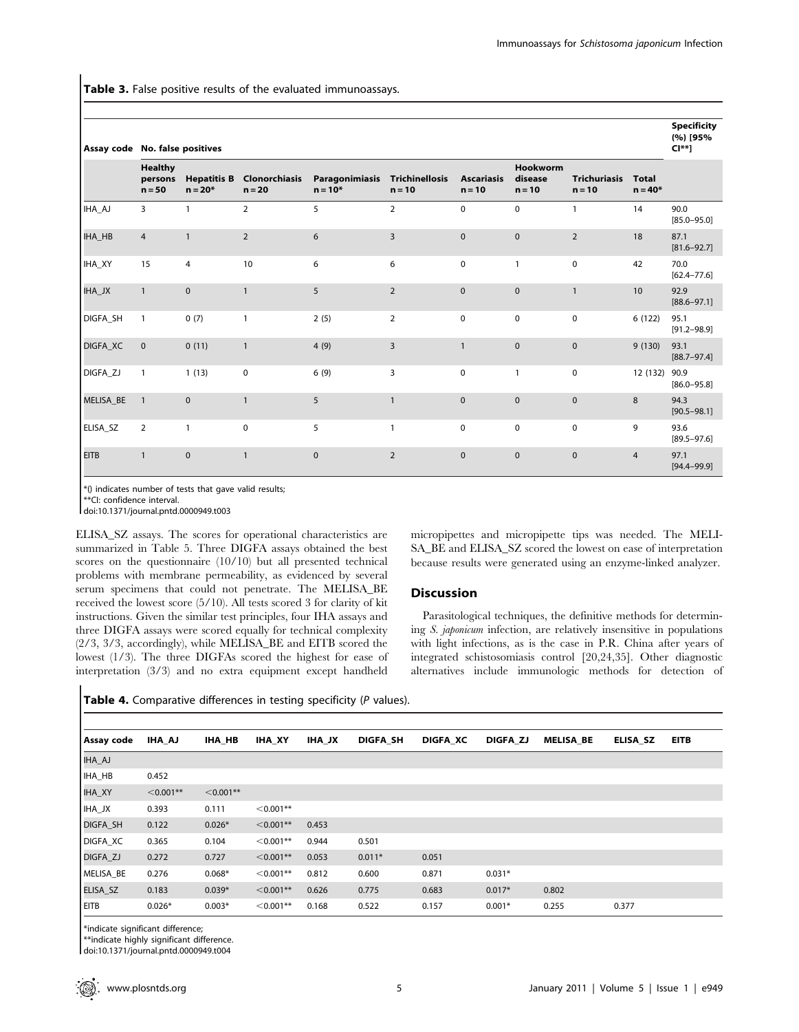**Table 3.** False positive results of the evaluated immunoassays.

| Assay code | No. false positives | | | | | | | | | Specificity (%) [95% CI**] |
|---|---|---|---|---|---|---|---|---|---|---|
| | Healthy persons n = 50 | Hepatitis B n = 20* | Clonorchiasis n = 20 | Paragonimiasis n = 10* | Trichinellosis n = 10 | Ascariasis n = 10 | Hookworm disease n = 10 | Trichuriasis n = 10 | Total n = 40* | |
| IHA_AJ | 3 | 1 | 2 | 5 | 2 | 0 | 0 | 1 | 14 | 90.0 [85.0–95.0] |
| IHA_HB | 4 | 1 | 2 | 6 | 3 | 0 | 0 | 2 | 18 | 87.1 [81.6–92.7] |
| IHA_XY | 15 | 4 | 10 | 6 | 6 | 0 | 1 | 0 | 42 | 70.0 [62.4–77.6] |
| IHA_JX | 1 | 0 | 1 | 5 | 2 | 0 | 0 | 1 | 10 | 92.9 [88.6–97.1] |
| DIGFA_SH | 1 | 0 (7) | 1 | 2 (5) | 2 | 0 | 0 | 0 | 6 (122) | 95.1 [91.2–98.9] |
| DIGFA_XC | 0 | 0 (11) | 1 | 4 (9) | 3 | 1 | 0 | 0 | 9 (130) | 93.1 [88.7–97.4] |
| DIGFA_ZJ | 1 | 1 (13) | 0 | 6 (9) | 3 | 0 | 1 | 0 | 12 (132) | 90.9 [86.0–95.8] |
| MELISA_BE | 1 | 0 | 1 | 5 | 1 | 0 | 0 | 0 | 8 | 94.3 [90.5–98.1] |
| ELISA_SZ | 2 | 1 | 0 | 5 | 1 | 0 | 0 | 0 | 9 | 93.6 [89.5–97.6] |
| EITB | 1 | 0 | 1 | 0 | 2 | 0 | 0 | 0 | 4 | 97.1 [94.4–99.9] |

*() indicates number of tests that gave valid results;
**CI: confidence interval.
doi:10.1371/journal.pntd.0000949.t003

ELISA_SZ assays. The scores for operational characteristics are summarized in Table 5. Three DIGFA assays obtained the best scores on the questionnaire (10/10) but all presented technical problems with membrane permeability, as evidenced by several serum specimens that could not penetrate. The MELISA_BE received the lowest score (5/10). All tests scored 3 for clarity of kit instructions. Given the similar test principles, four IHA assays and three DIGFA assays were scored equally for technical complexity (2/3, 3/3, accordingly), while MELISA_BE and EITB scored the lowest (1/3). The three DIGFAs scored the highest for ease of interpretation (3/3) and no extra equipment except handheld micropipettes and micropipette tips was needed. The MELISA_BE and ELISA_SZ scored the lowest on ease of interpretation because results were generated using an enzyme-linked analyzer.

## Discussion

Parasitological techniques, the definitive methods for determining *S. japonicum* infection, are relatively insensitive in populations with light infections, as is the case in P.R. China after years of integrated schistosomiasis control [20,24,35]. Other diagnostic alternatives include immunologic methods for detection of

**Table 4.** Comparative differences in testing specificity (*P* values).

| Assay code | IHA_AJ | IHA_HB | IHA_XY | IHA_JX | DIGFA_SH | DIGFA_XC | DIGFA_ZJ | MELISA_BE | ELISA_SZ | EITB |
|---|---|---|---|---|---|---|---|---|---|---|
| IHA_AJ | | | | | | | | | | |
| IHA_HB | 0.452 | | | | | | | | | |
| IHA_XY | <0.001** | <0.001** | | | | | | | | |
| IHA_JX | 0.393 | 0.111 | <0.001** | | | | | | | |
| DIGFA_SH | 0.122 | 0.026* | <0.001** | 0.453 | | | | | | |
| DIGFA_XC | 0.365 | 0.104 | <0.001** | 0.944 | 0.501 | | | | | |
| DIGFA_ZJ | 0.272 | 0.727 | <0.001** | 0.053 | 0.011* | 0.051 | | | | |
| MELISA_BE | 0.276 | 0.068* | <0.001** | 0.812 | 0.600 | 0.871 | 0.031* | | | |
| ELISA_SZ | 0.183 | 0.039* | <0.001** | 0.626 | 0.775 | 0.683 | 0.017* | 0.802 | | |
| EITB | 0.026* | 0.003* | <0.001** | 0.168 | 0.522 | 0.157 | 0.001* | 0.255 | 0.377 | |

*indicate significant difference;
**indicate highly significant difference.
doi:10.1371/journal.pntd.0000949.t004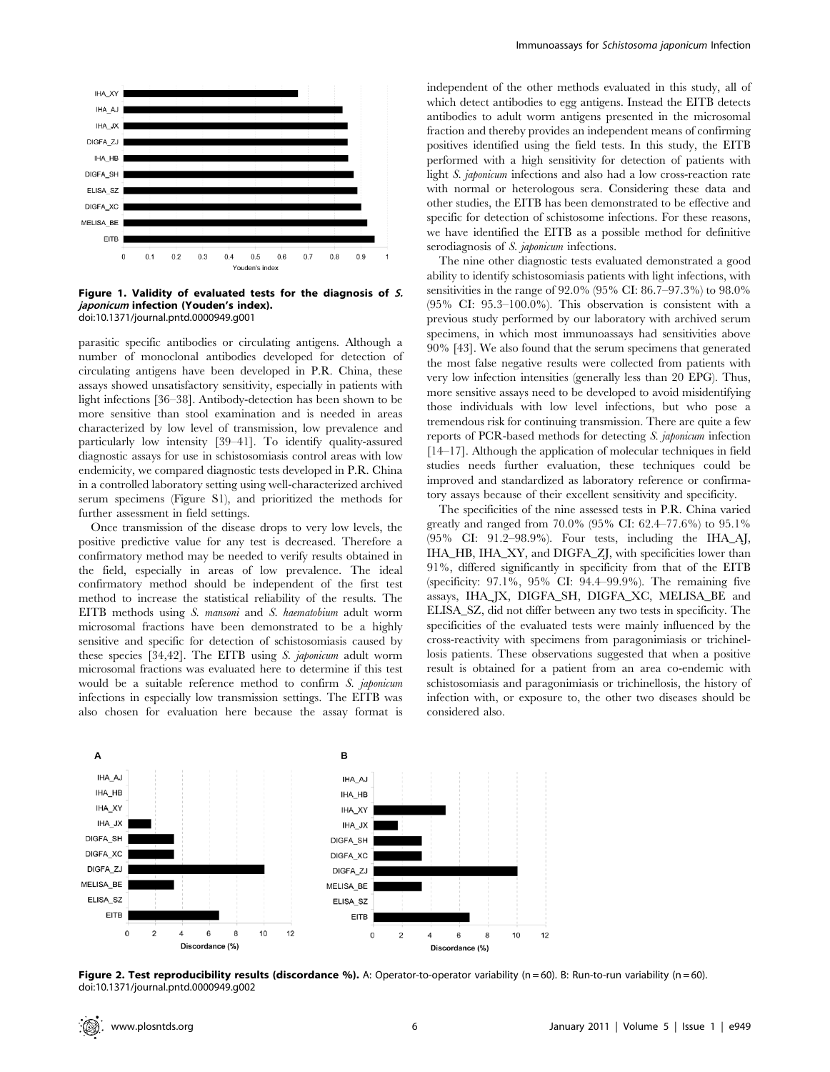**Figure 1. Validity of evaluated tests for the diagnosis of *S. japonicum* infection (Youden's index).**
doi:10.1371/journal.pntd.0000949.g001

parasitic specific antibodies or circulating antigens. Although a number of monoclonal antibodies developed for detection of circulating antigens have been developed in P.R. China, these assays showed unsatisfactory sensitivity, especially in patients with light infections [36–38]. Antibody-detection has been shown to be more sensitive than stool examination and is needed in areas characterized by low level of transmission, low prevalence and particularly low intensity [39–41]. To identify quality-assured diagnostic assays for use in schistosomiasis control areas with low endemicity, we compared diagnostic tests developed in P.R. China in a controlled laboratory setting using well-characterized archived serum specimens (Figure S1), and prioritized the methods for further assessment in field settings.

Once transmission of the disease drops to very low levels, the positive predictive value for any test is decreased. Therefore a confirmatory method may be needed to verify results obtained in the field, especially in areas of low prevalence. The ideal confirmatory method should be independent of the first test method to increase the statistical reliability of the results. The EITB methods using *S. mansoni* and *S. haematobium* adult worm microsomal fractions have been demonstrated to be a highly sensitive and specific for detection of schistosomiasis caused by these species [34,42]. The EITB using *S. japonicum* adult worm microsomal fractions was evaluated here to determine if this test would be a suitable reference method to confirm *S. japonicum* infections in especially low transmission settings. The EITB was also chosen for evaluation here because the assay format is independent of the other methods evaluated in this study, all of which detect antibodies to egg antigens. Instead the EITB detects antibodies to adult worm antigens presented in the microsomal fraction and thereby provides an independent means of confirming positives identified using the field tests. In this study, the EITB performed with a high sensitivity for detection of patients with light *S. japonicum* infections and also had a low cross-reaction rate with normal or heterologous sera. Considering these data and other studies, the EITB has been demonstrated to be effective and specific for detection of schistosome infections. For these reasons, we have identified the EITB as a possible method for definitive serodiagnosis of *S. japonicum* infections.

The nine other diagnostic tests evaluated demonstrated a good ability to identify schistosomiasis patients with light infections, with sensitivities in the range of 92.0% (95% CI: 86.7–97.3%) to 98.0% (95% CI: 95.3–100.0%). This observation is consistent with a previous study performed by our laboratory with archived serum specimens, in which most immunoassays had sensitivities above 90% [43]. We also found that the serum specimens that generated the most false negative results were collected from patients with very low infection intensities (generally less than 20 EPG). Thus, more sensitive assays need to be developed to avoid misidentifying those individuals with low level infections, but who pose a tremendous risk for continuing transmission. There are quite a few reports of PCR-based methods for detecting *S. japonicum* infection [14–17]. Although the application of molecular techniques in field studies needs further evaluation, these techniques could be improved and standardized as laboratory reference or confirmatory assays because of their excellent sensitivity and specificity.

The specificities of the nine assessed tests in P.R. China varied greatly and ranged from 70.0% (95% CI: 62.4–77.6%) to 95.1% (95% CI: 91.2–98.9%). Four tests, including the IHA_AJ, IHA_HB, IHA_XY, and DIGFA_ZJ, with specificities lower than 91%, differed significantly in specificity from that of the EITB (specificity: 97.1%, 95% CI: 94.4–99.9%). The remaining five assays, IHA_JX, DIGFA_SH, DIGFA_XC, MELISA_BE and ELISA_SZ, did not differ between any two tests in specificity. The specificities of the evaluated tests were mainly influenced by the cross-reactivity with specimens from paragonimiasis or trichinellosis patients. These observations suggested that when a positive result is obtained for a patient from an area co-endemic with schistosomiasis and paragonimiasis or trichinellosis, the history of infection with, or exposure to, the other two diseases should be considered also.

**Figure 2. Test reproducibility results (discordance %).** A: Operator-to-operator variability (n = 60). B: Run-to-run variability (n = 60).
doi:10.1371/journal.pntd.0000949.g002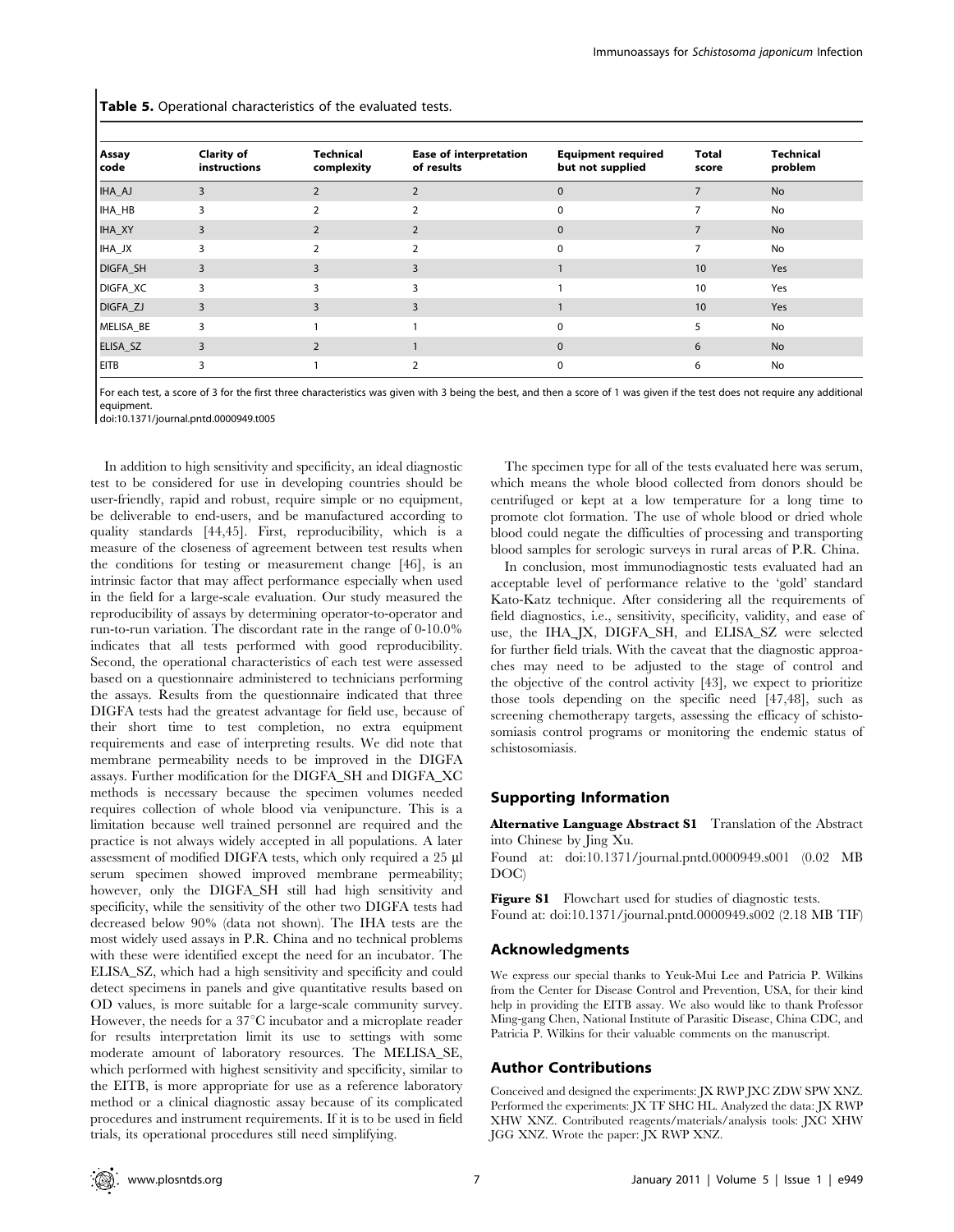**Table 5.** Operational characteristics of the evaluated tests.

| Assay code | Clarity of instructions | Technical complexity | Ease of interpretation of results | Equipment required but not supplied | Total score | Technical problem |
|---|---|---|---|---|---|---|
| IHA_AJ | 3 | 2 | 2 | 0 | 7 | No |
| IHA_HB | 3 | 2 | 2 | 0 | 7 | No |
| IHA_XY | 3 | 2 | 2 | 0 | 7 | No |
| IHA_JX | 3 | 2 | 2 | 0 | 7 | No |
| DIGFA_SH | 3 | 3 | 3 | 1 | 10 | Yes |
| DIGFA_XC | 3 | 3 | 3 | 1 | 10 | Yes |
| DIGFA_ZJ | 3 | 3 | 3 | 1 | 10 | Yes |
| MELISA_BE | 3 | 1 | 1 | 0 | 5 | No |
| ELISA_SZ | 3 | 2 | 1 | 0 | 6 | No |
| EITB | 3 | 1 | 2 | 0 | 6 | No |

For each test, a score of 3 for the first three characteristics was given with 3 being the best, and then a score of 1 was given if the test does not require any additional equipment.

doi:10.1371/journal.pntd.0000949.t005

In addition to high sensitivity and specificity, an ideal diagnostic test to be considered for use in developing countries should be user-friendly, rapid and robust, require simple or no equipment, be deliverable to end-users, and be manufactured according to quality standards [44,45]. First, reproducibility, which is a measure of the closeness of agreement between test results when the conditions for testing or measurement change [46], is an intrinsic factor that may affect performance especially when used in the field for a large-scale evaluation. Our study measured the reproducibility of assays by determining operator-to-operator and run-to-run variation. The discordant rate in the range of 0-10.0% indicates that all tests performed with good reproducibility. Second, the operational characteristics of each test were assessed based on a questionnaire administered to technicians performing the assays. Results from the questionnaire indicated that three DIGFA tests had the greatest advantage for field use, because of their short time to test completion, no extra equipment requirements and ease of interpreting results. We did note that membrane permeability needs to be improved in the DIGFA assays. Further modification for the DIGFA_SH and DIGFA_XC methods is necessary because the specimen volumes needed requires collection of whole blood via venipuncture. This is a limitation because well trained personnel are required and the practice is not always widely accepted in all populations. A later assessment of modified DIGFA tests, which only required a 25 µl serum specimen showed improved membrane permeability; however, only the DIGFA_SH still had high sensitivity and specificity, while the sensitivity of the other two DIGFA tests had decreased below 90% (data not shown). The IHA tests are the most widely used assays in P.R. China and no technical problems with these were identified except the need for an incubator. The ELISA_SZ, which had a high sensitivity and specificity and could detect specimens in panels and give quantitative results based on OD values, is more suitable for a large-scale community survey. However, the needs for a 37°C incubator and a microplate reader for results interpretation limit its use to settings with some moderate amount of laboratory resources. The MELISA_SE, which performed with highest sensitivity and specificity, similar to the EITB, is more appropriate for use as a reference laboratory method or a clinical diagnostic assay because of its complicated procedures and instrument requirements. If it is to be used in field trials, its operational procedures still need simplifying.

The specimen type for all of the tests evaluated here was serum, which means the whole blood collected from donors should be centrifuged or kept at a low temperature for a long time to promote clot formation. The use of whole blood or dried whole blood could negate the difficulties of processing and transporting blood samples for serologic surveys in rural areas of P.R. China.

In conclusion, most immunodiagnostic tests evaluated had an acceptable level of performance relative to the 'gold' standard Kato-Katz technique. After considering all the requirements of field diagnostics, i.e., sensitivity, specificity, validity, and ease of use, the IHA_JX, DIGFA_SH, and ELISA_SZ were selected for further field trials. With the caveat that the diagnostic approaches may need to be adjusted to the stage of control and the objective of the control activity [43], we expect to prioritize those tools depending on the specific need [47,48], such as screening chemotherapy targets, assessing the efficacy of schistosomiasis control programs or monitoring the endemic status of schistosomiasis.

## Supporting Information

**Alternative Language Abstract S1** Translation of the Abstract into Chinese by Jing Xu.
Found at: doi:10.1371/journal.pntd.0000949.s001 (0.02 MB DOC)

**Figure S1** Flowchart used for studies of diagnostic tests.
Found at: doi:10.1371/journal.pntd.0000949.s002 (2.18 MB TIF)

## Acknowledgments

We express our special thanks to Yeuk-Mui Lee and Patricia P. Wilkins from the Center for Disease Control and Prevention, USA, for their kind help in providing the EITB assay. We also would like to thank Professor Ming-gang Chen, National Institute of Parasitic Disease, China CDC, and Patricia P. Wilkins for their valuable comments on the manuscript.

## Author Contributions

Conceived and designed the experiments: JX RWP JXC ZDW SPW XNZ. Performed the experiments: JX TF SHC HL. Analyzed the data: JX RWP XHW XNZ. Contributed reagents/materials/analysis tools: JXC XHW JGG XNZ. Wrote the paper: JX RWP XNZ.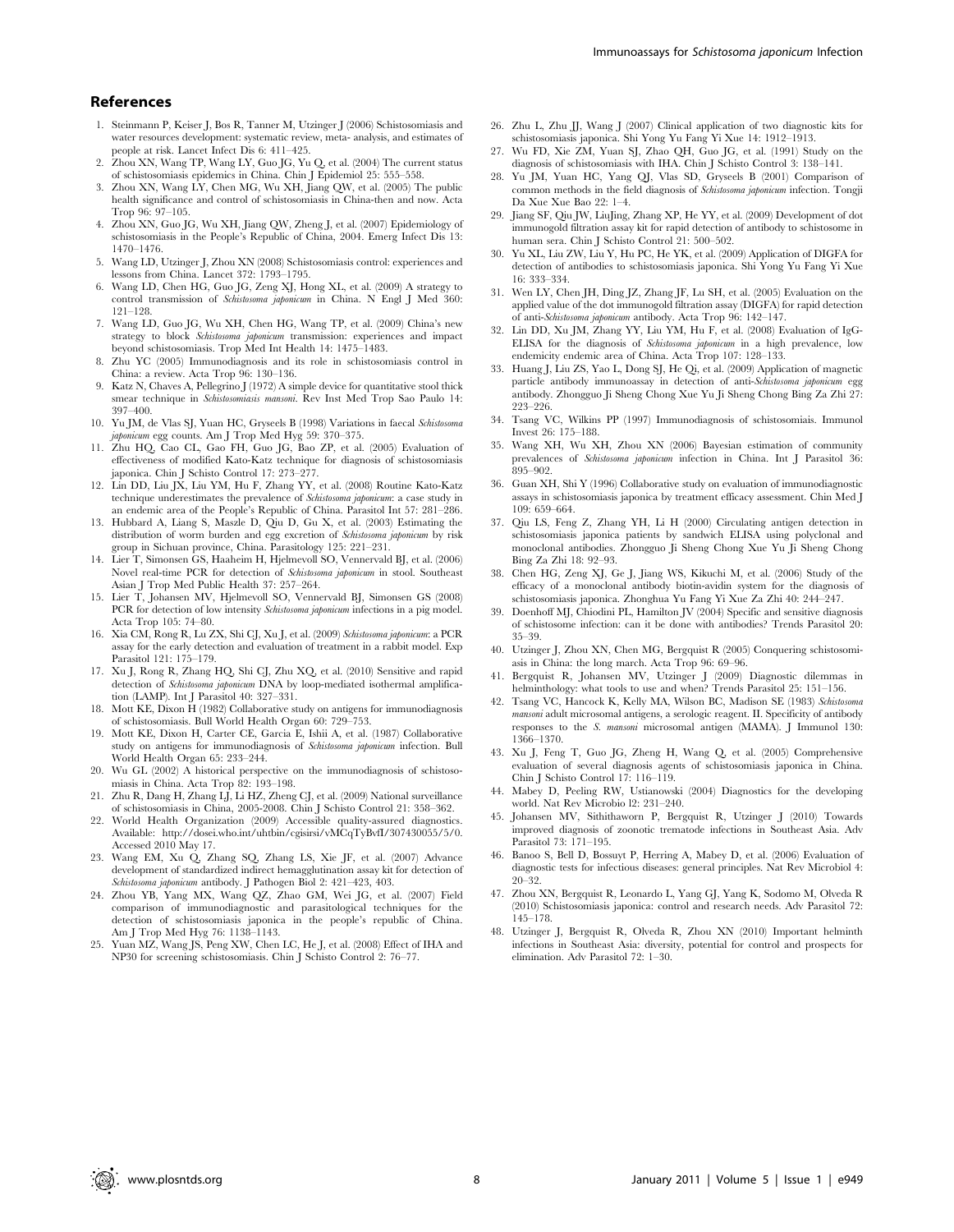## References

1. Steinmann P, Keiser J, Bos R, Tanner M, Utzinger J (2006) Schistosomiasis and water resources development: systematic review, meta- analysis, and estimates of people at risk. Lancet Infect Dis 6: 411–425.
2. Zhou XN, Wang TP, Wang LY, Guo JG, Yu Q, et al. (2004) The current status of schistosomiasis epidemics in China. Chin J Epidemiol 25: 555–558.
3. Zhou XN, Wang LY, Chen MG, Wu XH, Jiang QW, et al. (2005) The public health significance and control of schistosomiasis in China-then and now. Acta Trop 96: 97–105.
4. Zhou XN, Guo JG, Wu XH, Jiang QW, Zheng J, et al. (2007) Epidemiology of schistosomiasis in the People's Republic of China, 2004. Emerg Infect Dis 13: 1470–1476.
5. Wang LD, Utzinger J, Zhou XN (2008) Schistosomiasis control: experiences and lessons from China. Lancet 372: 1793–1795.
6. Wang LD, Chen HG, Guo JG, Zeng XJ, Hong XL, et al. (2009) A strategy to control transmission of *Schistosoma japonicum* in China. N Engl J Med 360: 121–128.
7. Wang LD, Guo JG, Wu XH, Chen HG, Wang TP, et al. (2009) China's new strategy to block *Schistosoma japonicum* transmission: experiences and impact beyond schistosomiasis. Trop Med Int Health 14: 1475–1483.
8. Zhu YC (2005) Immunodiagnosis and its role in schistosomiasis control in China: a review. Acta Trop 96: 130–136.
9. Katz N, Chaves A, Pellegrino J (1972) A simple device for quantitative stool thick smear technique in *Schistosomiasis mansoni*. Rev Inst Med Trop Sao Paulo 14: 397–400.
10. Yu JM, de Vlas SJ, Yuan HC, Gryseels B (1998) Variations in faecal *Schistosoma japonicum* egg counts. Am J Trop Med Hyg 59: 370–375.
11. Zhu HQ, Cao CL, Gao FH, Guo JG, Bao ZP, et al. (2005) Evaluation of effectiveness of modified Kato-Katz technique for diagnosis of schistosomiasis japonica. Chin J Schisto Control 17: 273–277.
12. Lin DD, Liu JX, Liu YM, Hu F, Zhang YY, et al. (2008) Routine Kato-Katz technique underestimates the prevalence of *Schistosoma japonicum*: a case study in an endemic area of the People's Republic of China. Parasitol Int 57: 281–286.
13. Hubbard A, Liang S, Maszle D, Qiu D, Gu X, et al. (2003) Estimating the distribution of worm burden and egg excretion of *Schistosoma japonicum* by risk group in Sichuan province, China. Parasitology 125: 221–231.
14. Lier T, Simonsen GS, Haaheim H, Hjelmevoll SO, Vennervald BJ, et al. (2006) Novel real-time PCR for detection of *Schistosoma japonicum* in stool. Southeast Asian J Trop Med Public Health 37: 257–264.
15. Lier T, Johansen MV, Hjelmevoll SO, Vennervald BJ, Simonsen GS (2008) PCR for detection of low intensity *Schistosoma japonicum* infections in a pig model. Acta Trop 105: 74–80.
16. Xia CM, Rong R, Lu ZX, Shi CJ, Xu J, et al. (2009) *Schistosoma japonicum*: a PCR assay for the early detection and evaluation of treatment in a rabbit model. Exp Parasitol 121: 175–179.
17. Xu J, Rong R, Zhang HQ, Shi CJ, Zhu XQ, et al. (2010) Sensitive and rapid detection of *Schistosoma japonicum* DNA by loop-mediated isothermal amplification (LAMP). Int J Parasitol 40: 327–331.
18. Mott KE, Dixon H (1982) Collaborative study on antigens for immunodiagnosis of schistosomiasis. Bull World Health Organ 60: 729–753.
19. Mott KE, Dixon H, Carter CE, Garcia E, Ishii A, et al. (1987) Collaborative study on antigens for immunodiagnosis of *Schistosoma japonicum* infection. Bull World Health Organ 65: 233–244.
20. Wu GL (2002) A historical perspective on the immunodiagnosis of schistosomiasis in China. Acta Trop 82: 193–198.
21. Zhu R, Dang H, Zhang LJ, Li HZ, Zheng CJ, et al. (2009) National surveillance of schistosomiasis in China, 2005-2008. Chin J Schisto Control 21: 358–362.
22. World Health Organization (2009) Accessible quality-assured diagnostics. Available: http://dosei.who.int/uhtbin/cgisirsi/vMCqTyBvfI/307430055/5/0. Accessed 2010 May 17.
23. Wang EM, Xu Q, Zhang SQ, Zhang LS, Xie JF, et al. (2007) Advance development of standardized indirect hemagglutination assay kit for detection of *Schistosoma japonicum* antibody. J Pathogen Biol 2: 421–423, 403.
24. Zhou YB, Yang MX, Wang QZ, Zhao GM, Wei JG, et al. (2007) Field comparison of immunodiagnostic and parasitological techniques for the detection of schistosomiasis japonica in the people's republic of China. Am J Trop Med Hyg 76: 1138–1143.
25. Yuan MZ, Wang JS, Peng XW, Chen LC, He J, et al. (2008) Effect of IHA and NP30 for screening schistosomiasis. Chin J Schisto Control 2: 76–77.
26. Zhu L, Zhu JJ, Wang J (2007) Clinical application of two diagnostic kits for schistosomiasis japonica. Shi Yong Yu Fang Yi Xue 14: 1912–1913.
27. Wu FD, Xie ZM, Yuan SJ, Zhao QH, Guo JG, et al. (1991) Study on the diagnosis of schistosomiasis with IHA. Chin J Schisto Control 3: 138–141.
28. Yu JM, Yuan HC, Yang QJ, Vlas SD, Gryseels B (2001) Comparison of common methods in the field diagnosis of *Schistosoma japonicum* infection. Tongji Da Xue Xue Bao 22: 1–4.
29. Jiang SF, Qiu JW, LiuJing, Zhang XP, He YY, et al. (2009) Development of dot immunogold filtration assay kit for rapid detection of antibody to schistosome in human sera. Chin J Schisto Control 21: 500–502.
30. Yu XL, Liu ZW, Liu Y, Hu PC, He YK, et al. (2009) Application of DIGFA for detection of antibodies to schistosomiasis japonica. Shi Yong Yu Fang Yi Xue 16: 333–334.
31. Wen LY, Chen JH, Ding JZ, Zhang JF, Lu SH, et al. (2005) Evaluation on the applied value of the dot immunogold filtration assay (DIGFA) for rapid detection of anti-*Schistosoma japonicum* antibody. Acta Trop 96: 142–147.
32. Lin DD, Xu JM, Zhang YY, Liu YM, Hu F, et al. (2008) Evaluation of IgG-ELISA for the diagnosis of *Schistosoma japonicum* in a high prevalence, low endemicity endemic area of China. Acta Trop 107: 128–133.
33. Huang J, Liu ZS, Yao L, Dong SJ, He Qi, et al. (2009) Application of magnetic particle antibody immunoassay in detection of anti-*Schistosoma japonicum* egg antibody. Zhongguo Ji Sheng Chong Xue Yu Ji Sheng Chong Bing Za Zhi 27: 223–226.
34. Tsang VC, Wilkins PP (1997) Immunodiagnosis of schistosomiasis. Immunol Invest 26: 175–188.
35. Wang XH, Wu XH, Zhou XN (2006) Bayesian estimation of community prevalences of *Schistosoma japonicum* infection in China. Int J Parasitol 36: 895–902.
36. Guan XH, Shi Y (1996) Collaborative study on evaluation of immunodiagnostic assays in schistosomiasis japonica by treatment efficacy assessment. Chin Med J 109: 659–664.
37. Qiu LS, Feng Z, Zhang YH, Li H (2000) Circulating antigen detection in schistosomiasis japonica patients by sandwich ELISA using polyclonal and monoclonal antibodies. Zhongguo Ji Sheng Chong Xue Yu Ji Sheng Chong Bing Za Zhi 18: 92–93.
38. Chen HG, Zeng XJ, Ge J, Jiang WS, Kikuchi M, et al. (2006) Study of the efficacy of a monoclonal antibody biotin-avidin system for the diagnosis of schistosomiasis japonica. Zhonghua Yu Fang Yi Xue Za Zhi 40: 244–247.
39. Doenhoff MJ, Chiodini PL, Hamilton JV (2004) Specific and sensitive diagnosis of schistosome infection: can it be done with antibodies? Trends Parasitol 20: 35–39.
40. Utzinger J, Zhou XN, Chen MG, Bergquist R (2005) Conquering schistosomiasis in China: the long march. Acta Trop 96: 69–96.
41. Bergquist R, Johansen MV, Utzinger J (2009) Diagnostic dilemmas in helminthology: what tools to use and when? Trends Parasitol 25: 151–156.
42. Tsang VC, Hancock K, Kelly MA, Wilson BC, Madison SE (1983) *Schistosoma mansoni* adult microsomal antigens, a serologic reagent. II. Specificity of antibody responses to the *S. mansoni* microsomal antigen (MAMA). J Immunol 130: 1366–1370.
43. Xu J, Feng T, Guo JG, Zheng H, Wang Q, et al. (2005) Comprehensive evaluation of several diagnosis agents of schistosomiasis japonica in China. Chin J Schisto Control 17: 116–119.
44. Mabey D, Peeling RW, Ustianowski (2004) Diagnostics for the developing world. Nat Rev Microbio l2: 231–240.
45. Johansen MV, Sithithaworn P, Bergquist R, Utzinger J (2010) Towards improved diagnosis of zoonotic trematode infections in Southeast Asia. Adv Parasitol 73: 171–195.
46. Banoo S, Bell D, Bossuyt P, Herring A, Mabey D, et al. (2006) Evaluation of diagnostic tests for infectious diseases: general principles. Nat Rev Microbiol 4: 20–32.
47. Zhou XN, Bergquist R, Leonardo L, Yang GJ, Yang K, Sodomo M, Olveda R (2010) Schistosomiasis japonica: control and research needs. Adv Parasitol 72: 145–178.
48. Utzinger J, Bergquist R, Olveda R, Zhou XN (2010) Important helminth infections in Southeast Asia: diversity, potential for control and prospects for elimination. Adv Parasitol 72: 1–30.